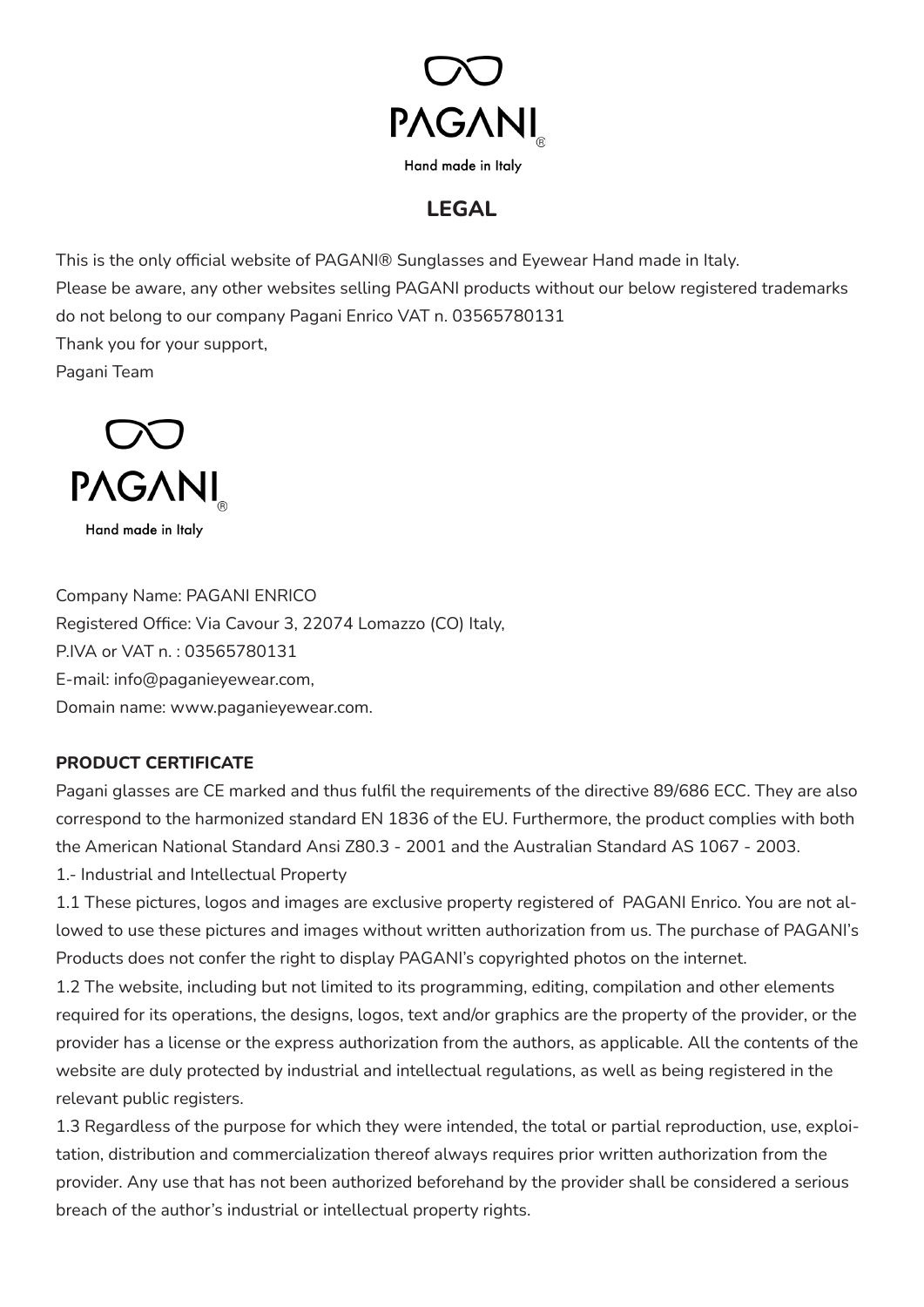PAGANI®

Hand made in Italy

# LEGAL

This is the only official website of PAGANI® Sunglasses and Eyewear Hand made in Italy.
Please be aware, any other websites selling PAGANI products without our below registered trademarks do not belong to our company Pagani Enrico VAT n. 03565780131
Thank you for your support,
Pagani Team

PAGANI®

Hand made in Italy

Company Name: PAGANI ENRICO
Registered Office: Via Cavour 3, 22074 Lomazzo (CO) Italy,
P.IVA or VAT n. : 03565780131
E-mail: info@paganieyewear.com,
Domain name: www.paganieyewear.com.

**PRODUCT CERTIFICATE**

Pagani glasses are CE marked and thus fulfil the requirements of the directive 89/686 ECC. They are also correspond to the harmonized standard EN 1836 of the EU. Furthermore, the product complies with both the American National Standard Ansi Z80.3 - 2001 and the Australian Standard AS 1067 - 2003.

1.- Industrial and Intellectual Property

1.1 These pictures, logos and images are exclusive property registered of PAGANI Enrico. You are not allowed to use these pictures and images without written authorization from us. The purchase of PAGANI's Products does not confer the right to display PAGANI's copyrighted photos on the internet.

1.2 The website, including but not limited to its programming, editing, compilation and other elements required for its operations, the designs, logos, text and/or graphics are the property of the provider, or the provider has a license or the express authorization from the authors, as applicable. All the contents of the website are duly protected by industrial and intellectual regulations, as well as being registered in the relevant public registers.

1.3 Regardless of the purpose for which they were intended, the total or partial reproduction, use, exploitation, distribution and commercialization thereof always requires prior written authorization from the provider. Any use that has not been authorized beforehand by the provider shall be considered a serious breach of the author's industrial or intellectual property rights.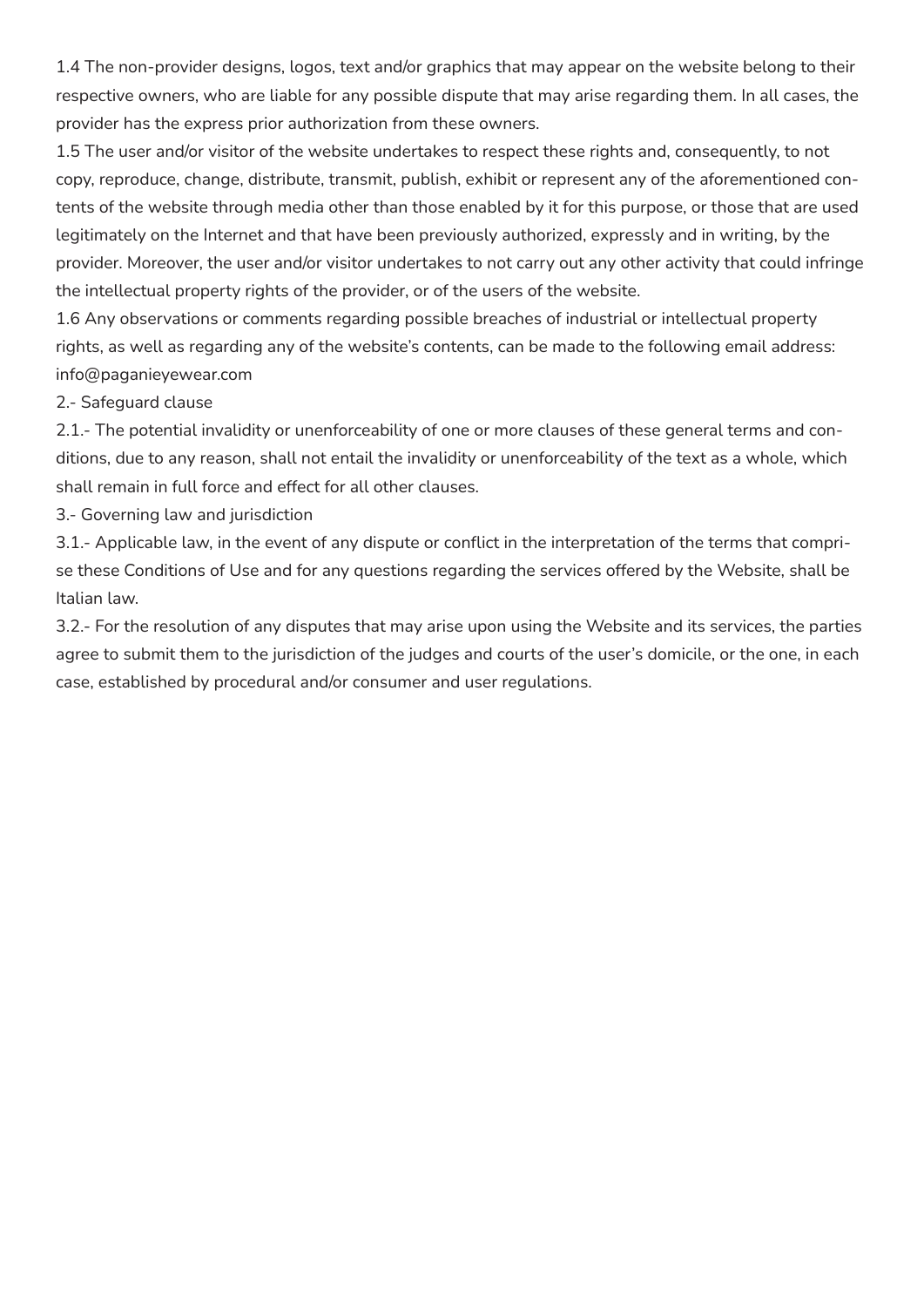1.4 The non-provider designs, logos, text and/or graphics that may appear on the website belong to their respective owners, who are liable for any possible dispute that may arise regarding them. In all cases, the provider has the express prior authorization from these owners.

1.5 The user and/or visitor of the website undertakes to respect these rights and, consequently, to not copy, reproduce, change, distribute, transmit, publish, exhibit or represent any of the aforementioned contents of the website through media other than those enabled by it for this purpose, or those that are used legitimately on the Internet and that have been previously authorized, expressly and in writing, by the provider. Moreover, the user and/or visitor undertakes to not carry out any other activity that could infringe the intellectual property rights of the provider, or of the users of the website.

1.6 Any observations or comments regarding possible breaches of industrial or intellectual property rights, as well as regarding any of the website's contents, can be made to the following email address: info@paganieyewear.com

2.- Safeguard clause

2.1.- The potential invalidity or unenforceability of one or more clauses of these general terms and conditions, due to any reason, shall not entail the invalidity or unenforceability of the text as a whole, which shall remain in full force and effect for all other clauses.

3.- Governing law and jurisdiction

3.1.- Applicable law, in the event of any dispute or conflict in the interpretation of the terms that comprise these Conditions of Use and for any questions regarding the services offered by the Website, shall be Italian law.

3.2.- For the resolution of any disputes that may arise upon using the Website and its services, the parties agree to submit them to the jurisdiction of the judges and courts of the user's domicile, or the one, in each case, established by procedural and/or consumer and user regulations.